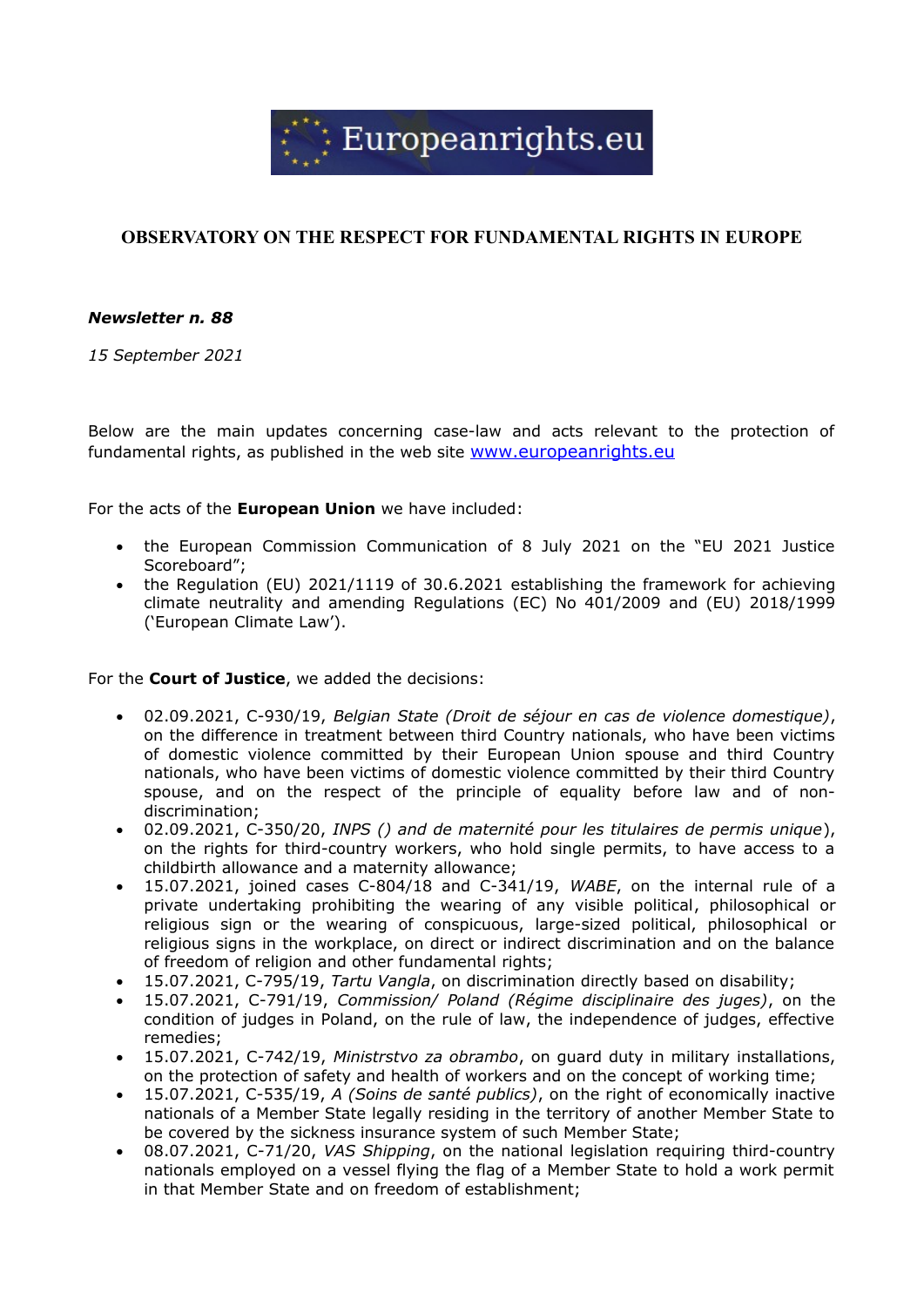Europeanrights.eu

# OBSERVATORY ON THE RESPECT FOR FUNDAMENTAL RIGHTS IN EUROPE

***Newsletter n. 88***

*15 September 2021*

Below are the main updates concerning case-law and acts relevant to the protection of fundamental rights, as published in the web site [www.europeanrights.eu](http://www.europeanrights.eu)

For the acts of the **European Union** we have included:

- the European Commission Communication of 8 July 2021 on the "EU 2021 Justice Scoreboard";
- the Regulation (EU) 2021/1119 of 30.6.2021 establishing the framework for achieving climate neutrality and amending Regulations (EC) No 401/2009 and (EU) 2018/1999 ('European Climate Law').

For the **Court of Justice**, we added the decisions:

- 02.09.2021, C-930/19, *Belgian State (Droit de séjour en cas de violence domestique)*, on the difference in treatment between third Country nationals, who have been victims of domestic violence committed by their European Union spouse and third Country nationals, who have been victims of domestic violence committed by their third Country spouse, and on the respect of the principle of equality before law and of non-discrimination;
- 02.09.2021, C-350/20, *INPS () and de maternité pour les titulaires de permis unique*), on the rights for third-country workers, who hold single permits, to have access to a childbirth allowance and a maternity allowance;
- 15.07.2021, joined cases C-804/18 and C-341/19, *WABE*, on the internal rule of a private undertaking prohibiting the wearing of any visible political, philosophical or religious sign or the wearing of conspicuous, large-sized political, philosophical or religious signs in the workplace, on direct or indirect discrimination and on the balance of freedom of religion and other fundamental rights;
- 15.07.2021, C-795/19, *Tartu Vangla*, on discrimination directly based on disability;
- 15.07.2021, C-791/19, *Commission/ Poland (Régime disciplinaire des juges)*, on the condition of judges in Poland, on the rule of law, the independence of judges, effective remedies;
- 15.07.2021, C-742/19, *Ministrstvo za obrambo*, on guard duty in military installations, on the protection of safety and health of workers and on the concept of working time;
- 15.07.2021, C-535/19, *A (Soins de santé publics)*, on the right of economically inactive nationals of a Member State legally residing in the territory of another Member State to be covered by the sickness insurance system of such Member State;
- 08.07.2021, C-71/20, *VAS Shipping*, on the national legislation requiring third-country nationals employed on a vessel flying the flag of a Member State to hold a work permit in that Member State and on freedom of establishment;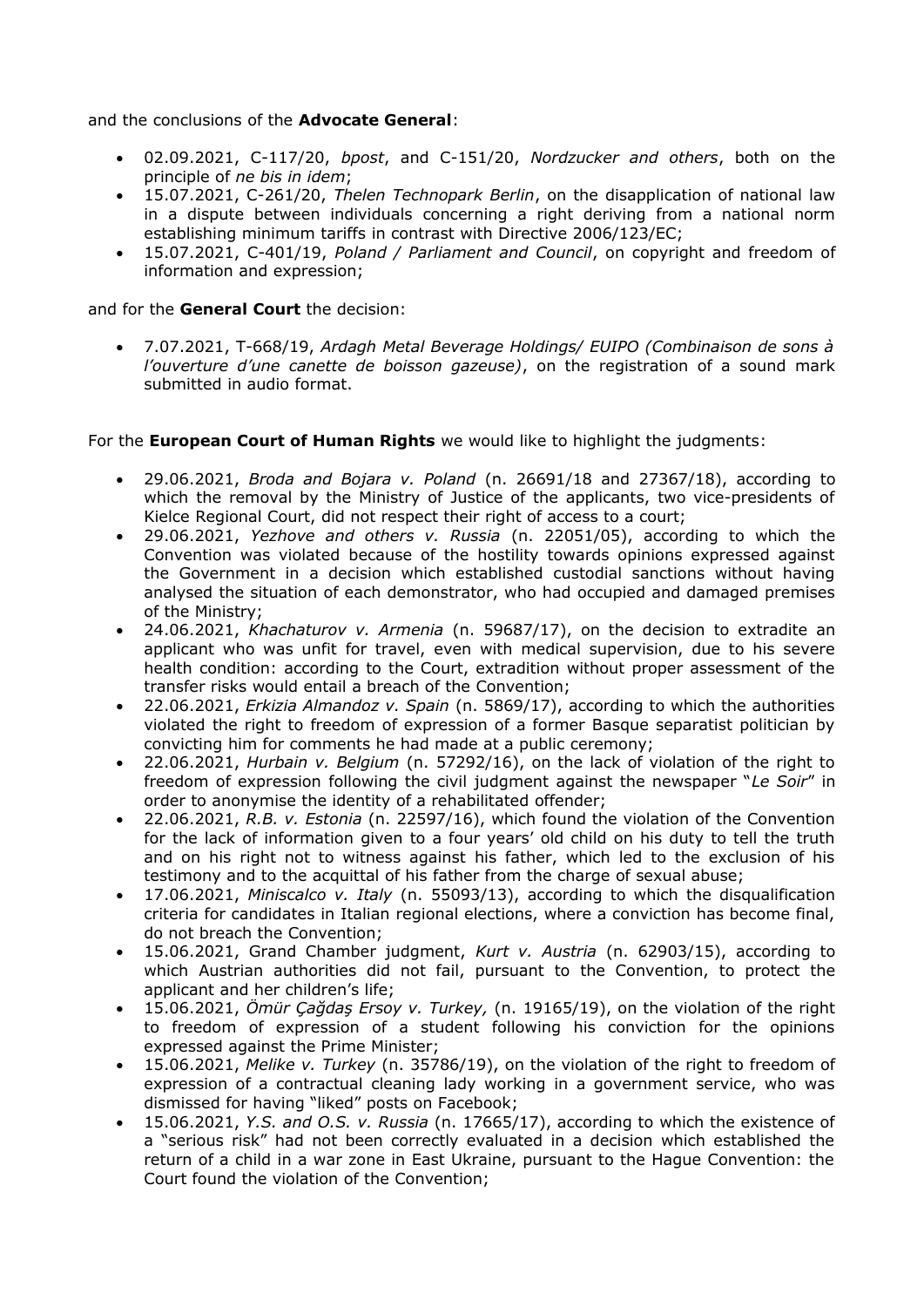and the conclusions of the **Advocate General**:

- 02.09.2021, C-117/20, *bpost*, and C-151/20, *Nordzucker and others*, both on the principle of *ne bis in idem*;
- 15.07.2021, C-261/20, *Thelen Technopark Berlin*, on the disapplication of national law in a dispute between individuals concerning a right deriving from a national norm establishing minimum tariffs in contrast with Directive 2006/123/EC;
- 15.07.2021, C-401/19, *Poland / Parliament and Council*, on copyright and freedom of information and expression;

and for the **General Court** the decision:

- 7.07.2021, T-668/19, *Ardagh Metal Beverage Holdings/ EUIPO (Combinaison de sons à l'ouverture d'une canette de boisson gazeuse)*, on the registration of a sound mark submitted in audio format.

For the **European Court of Human Rights** we would like to highlight the judgments:

- 29.06.2021, *Broda and Bojara v. Poland* (n. 26691/18 and 27367/18), according to which the removal by the Ministry of Justice of the applicants, two vice-presidents of Kielce Regional Court, did not respect their right of access to a court;
- 29.06.2021, *Yezhove and others v. Russia* (n. 22051/05), according to which the Convention was violated because of the hostility towards opinions expressed against the Government in a decision which established custodial sanctions without having analysed the situation of each demonstrator, who had occupied and damaged premises of the Ministry;
- 24.06.2021, *Khachaturov v. Armenia* (n. 59687/17), on the decision to extradite an applicant who was unfit for travel, even with medical supervision, due to his severe health condition: according to the Court, extradition without proper assessment of the transfer risks would entail a breach of the Convention;
- 22.06.2021, *Erkizia Almandoz v. Spain* (n. 5869/17), according to which the authorities violated the right to freedom of expression of a former Basque separatist politician by convicting him for comments he had made at a public ceremony;
- 22.06.2021, *Hurbain v. Belgium* (n. 57292/16), on the lack of violation of the right to freedom of expression following the civil judgment against the newspaper "*Le Soir*" in order to anonymise the identity of a rehabilitated offender;
- 22.06.2021, *R.B. v. Estonia* (n. 22597/16), which found the violation of the Convention for the lack of information given to a four years' old child on his duty to tell the truth and on his right not to witness against his father, which led to the exclusion of his testimony and to the acquittal of his father from the charge of sexual abuse;
- 17.06.2021, *Miniscalco v. Italy* (n. 55093/13), according to which the disqualification criteria for candidates in Italian regional elections, where a conviction has become final, do not breach the Convention;
- 15.06.2021, Grand Chamber judgment, *Kurt v. Austria* (n. 62903/15), according to which Austrian authorities did not fail, pursuant to the Convention, to protect the applicant and her children's life;
- 15.06.2021, *Ömür Çağdaş Ersoy v. Turkey,* (n. 19165/19), on the violation of the right to freedom of expression of a student following his conviction for the opinions expressed against the Prime Minister;
- 15.06.2021, *Melike v. Turkey* (n. 35786/19), on the violation of the right to freedom of expression of a contractual cleaning lady working in a government service, who was dismissed for having "liked" posts on Facebook;
- 15.06.2021, *Y.S. and O.S. v. Russia* (n. 17665/17), according to which the existence of a "serious risk" had not been correctly evaluated in a decision which established the return of a child in a war zone in East Ukraine, pursuant to the Hague Convention: the Court found the violation of the Convention;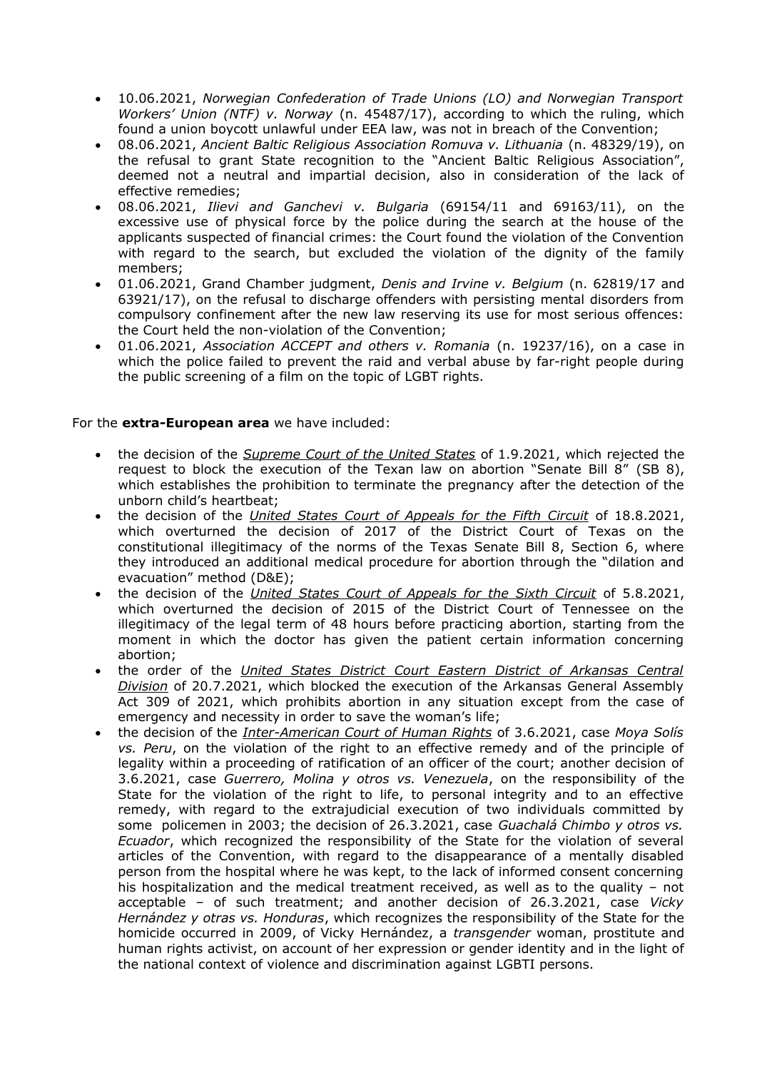- 10.06.2021, *Norwegian Confederation of Trade Unions (LO) and Norwegian Transport Workers' Union (NTF) v. Norway* (n. 45487/17), according to which the ruling, which found a union boycott unlawful under EEA law, was not in breach of the Convention;
- 08.06.2021, *Ancient Baltic Religious Association Romuva v. Lithuania* (n. 48329/19), on the refusal to grant State recognition to the "Ancient Baltic Religious Association", deemed not a neutral and impartial decision, also in consideration of the lack of effective remedies;
- 08.06.2021, *Ilievi and Ganchevi v. Bulgaria* (69154/11 and 69163/11), on the excessive use of physical force by the police during the search at the house of the applicants suspected of financial crimes: the Court found the violation of the Convention with regard to the search, but excluded the violation of the dignity of the family members;
- 01.06.2021, Grand Chamber judgment, *Denis and Irvine v. Belgium* (n. 62819/17 and 63921/17), on the refusal to discharge offenders with persisting mental disorders from compulsory confinement after the new law reserving its use for most serious offences: the Court held the non-violation of the Convention;
- 01.06.2021, *Association ACCEPT and others v. Romania* (n. 19237/16), on a case in which the police failed to prevent the raid and verbal abuse by far-right people during the public screening of a film on the topic of LGBT rights.

For the **extra-European area** we have included:

- the decision of the <u>*Supreme Court of the United States*</u> of 1.9.2021, which rejected the request to block the execution of the Texan law on abortion "Senate Bill 8" (SB 8), which establishes the prohibition to terminate the pregnancy after the detection of the unborn child's heartbeat;
- the decision of the <u>*United States Court of Appeals for the Fifth Circuit*</u> of 18.8.2021, which overturned the decision of 2017 of the District Court of Texas on the constitutional illegitimacy of the norms of the Texas Senate Bill 8, Section 6, where they introduced an additional medical procedure for abortion through the "dilation and evacuation" method (D&E);
- the decision of the <u>*United States Court of Appeals for the Sixth Circuit*</u> of 5.8.2021, which overturned the decision of 2015 of the District Court of Tennessee on the illegitimacy of the legal term of 48 hours before practicing abortion, starting from the moment in which the doctor has given the patient certain information concerning abortion;
- the order of the <u>*United States District Court Eastern District of Arkansas Central Division*</u> of 20.7.2021, which blocked the execution of the Arkansas General Assembly Act 309 of 2021, which prohibits abortion in any situation except from the case of emergency and necessity in order to save the woman's life;
- the decision of the <u>*Inter-American Court of Human Rights*</u> of 3.6.2021, case *Moya Solís vs. Peru*, on the violation of the right to an effective remedy and of the principle of legality within a proceeding of ratification of an officer of the court; another decision of 3.6.2021, case *Guerrero, Molina y otros vs. Venezuela*, on the responsibility of the State for the violation of the right to life, to personal integrity and to an effective remedy, with regard to the extrajudicial execution of two individuals committed by some policemen in 2003; the decision of 26.3.2021, case *Guachalá Chimbo y otros vs. Ecuador*, which recognized the responsibility of the State for the violation of several articles of the Convention, with regard to the disappearance of a mentally disabled person from the hospital where he was kept, to the lack of informed consent concerning his hospitalization and the medical treatment received, as well as to the quality – not acceptable – of such treatment; and another decision of 26.3.2021, case *Vicky Hernández y otras vs. Honduras*, which recognizes the responsibility of the State for the homicide occurred in 2009, of Vicky Hernández, a *transgender* woman, prostitute and human rights activist, on account of her expression or gender identity and in the light of the national context of violence and discrimination against LGBTI persons.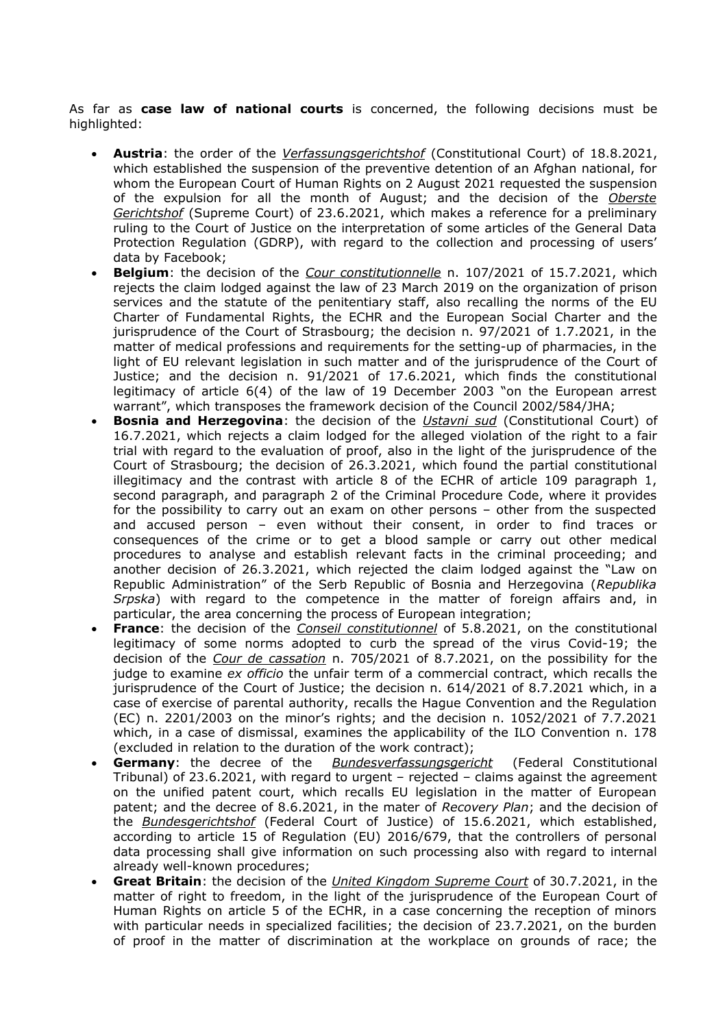As far as **case law of national courts** is concerned, the following decisions must be highlighted:

- **Austria**: the order of the *Verfassungsgerichtshof* (Constitutional Court) of 18.8.2021, which established the suspension of the preventive detention of an Afghan national, for whom the European Court of Human Rights on 2 August 2021 requested the suspension of the expulsion for all the month of August; and the decision of the *Oberste Gerichtshof* (Supreme Court) of 23.6.2021, which makes a reference for a preliminary ruling to the Court of Justice on the interpretation of some articles of the General Data Protection Regulation (GDRP), with regard to the collection and processing of users' data by Facebook;
- **Belgium**: the decision of the *Cour constitutionnelle* n. 107/2021 of 15.7.2021, which rejects the claim lodged against the law of 23 March 2019 on the organization of prison services and the statute of the penitentiary staff, also recalling the norms of the EU Charter of Fundamental Rights, the ECHR and the European Social Charter and the jurisprudence of the Court of Strasbourg; the decision n. 97/2021 of 1.7.2021, in the matter of medical professions and requirements for the setting-up of pharmacies, in the light of EU relevant legislation in such matter and of the jurisprudence of the Court of Justice; and the decision n. 91/2021 of 17.6.2021, which finds the constitutional legitimacy of article 6(4) of the law of 19 December 2003 "on the European arrest warrant", which transposes the framework decision of the Council 2002/584/JHA;
- **Bosnia and Herzegovina**: the decision of the *Ustavni sud* (Constitutional Court) of 16.7.2021, which rejects a claim lodged for the alleged violation of the right to a fair trial with regard to the evaluation of proof, also in the light of the jurisprudence of the Court of Strasbourg; the decision of 26.3.2021, which found the partial constitutional illegitimacy and the contrast with article 8 of the ECHR of article 109 paragraph 1, second paragraph, and paragraph 2 of the Criminal Procedure Code, where it provides for the possibility to carry out an exam on other persons – other from the suspected and accused person – even without their consent, in order to find traces or consequences of the crime or to get a blood sample or carry out other medical procedures to analyse and establish relevant facts in the criminal proceeding; and another decision of 26.3.2021, which rejected the claim lodged against the "Law on Republic Administration" of the Serb Republic of Bosnia and Herzegovina (*Republika Srpska*) with regard to the competence in the matter of foreign affairs and, in particular, the area concerning the process of European integration;
- **France**: the decision of the *Conseil constitutionnel* of 5.8.2021, on the constitutional legitimacy of some norms adopted to curb the spread of the virus Covid-19; the decision of the *Cour de cassation* n. 705/2021 of 8.7.2021, on the possibility for the judge to examine *ex officio* the unfair term of a commercial contract, which recalls the jurisprudence of the Court of Justice; the decision n. 614/2021 of 8.7.2021 which, in a case of exercise of parental authority, recalls the Hague Convention and the Regulation (EC) n. 2201/2003 on the minor's rights; and the decision n. 1052/2021 of 7.7.2021 which, in a case of dismissal, examines the applicability of the ILO Convention n. 178 (excluded in relation to the duration of the work contract);
- **Germany**: the decree of the *Bundesverfassungsgericht* (Federal Constitutional Tribunal) of 23.6.2021, with regard to urgent – rejected – claims against the agreement on the unified patent court, which recalls EU legislation in the matter of European patent; and the decree of 8.6.2021, in the mater of *Recovery Plan*; and the decision of the *Bundesgerichtshof* (Federal Court of Justice) of 15.6.2021, which established, according to article 15 of Regulation (EU) 2016/679, that the controllers of personal data processing shall give information on such processing also with regard to internal already well-known procedures;
- **Great Britain**: the decision of the *United Kingdom Supreme Court* of 30.7.2021, in the matter of right to freedom, in the light of the jurisprudence of the European Court of Human Rights on article 5 of the ECHR, in a case concerning the reception of minors with particular needs in specialized facilities; the decision of 23.7.2021, on the burden of proof in the matter of discrimination at the workplace on grounds of race; the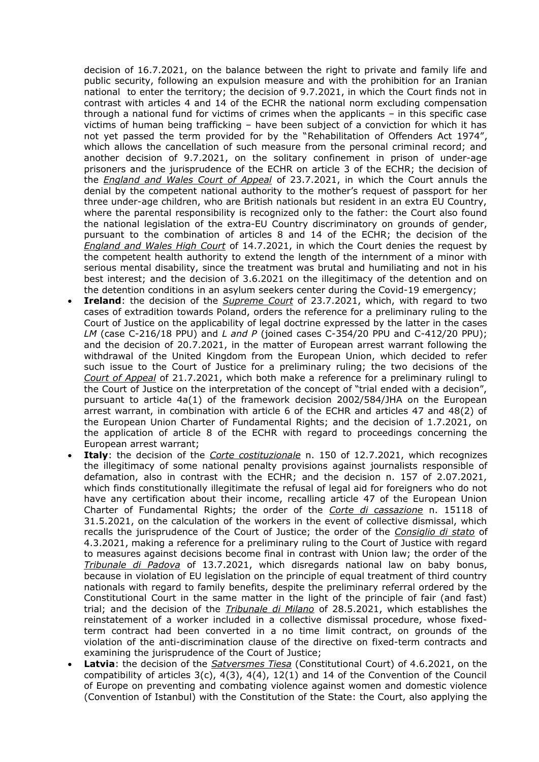decision of 16.7.2021, on the balance between the right to private and family life and public security, following an expulsion measure and with the prohibition for an Iranian national to enter the territory; the decision of 9.7.2021, in which the Court finds not in contrast with articles 4 and 14 of the ECHR the national norm excluding compensation through a national fund for victims of crimes when the applicants – in this specific case victims of human being trafficking – have been subject of a conviction for which it has not yet passed the term provided for by the "Rehabilitation of Offenders Act 1974", which allows the cancellation of such measure from the personal criminal record; and another decision of 9.7.2021, on the solitary confinement in prison of under-age prisoners and the jurisprudence of the ECHR on article 3 of the ECHR; the decision of the *England and Wales Court of Appeal* of 23.7.2021, in which the Court annuls the denial by the competent national authority to the mother's request of passport for her three under-age children, who are British nationals but resident in an extra EU Country, where the parental responsibility is recognized only to the father: the Court also found the national legislation of the extra-EU Country discriminatory on grounds of gender, pursuant to the combination of articles 8 and 14 of the ECHR; the decision of the *England and Wales High Court* of 14.7.2021, in which the Court denies the request by the competent health authority to extend the length of the internment of a minor with serious mental disability, since the treatment was brutal and humiliating and not in his best interest; and the decision of 3.6.2021 on the illegitimacy of the detention and on the detention conditions in an asylum seekers center during the Covid-19 emergency;

- **Ireland**: the decision of the *Supreme Court* of 23.7.2021, which, with regard to two cases of extradition towards Poland, orders the reference for a preliminary ruling to the Court of Justice on the applicability of legal doctrine expressed by the latter in the cases *LM* (case C-216/18 PPU) and *L and P* (joined cases C-354/20 PPU and C-412/20 PPU); and the decision of 20.7.2021, in the matter of European arrest warrant following the withdrawal of the United Kingdom from the European Union, which decided to refer such issue to the Court of Justice for a preliminary ruling; the two decisions of the *Court of Appeal* of 21.7.2021, which both make a reference for a preliminary rulingl to the Court of Justice on the interpretation of the concept of "trial ended with a decision", pursuant to article 4a(1) of the framework decision 2002/584/JHA on the European arrest warrant, in combination with article 6 of the ECHR and articles 47 and 48(2) of the European Union Charter of Fundamental Rights; and the decision of 1.7.2021, on the application of article 8 of the ECHR with regard to proceedings concerning the European arrest warrant;
- **Italy**: the decision of the *Corte costituzionale* n. 150 of 12.7.2021, which recognizes the illegitimacy of some national penalty provisions against journalists responsible of defamation, also in contrast with the ECHR; and the decision n. 157 of 2.07.2021, which finds constitutionally illegitimate the refusal of legal aid for foreigners who do not have any certification about their income, recalling article 47 of the European Union Charter of Fundamental Rights; the order of the *Corte di cassazione* n. 15118 of 31.5.2021, on the calculation of the workers in the event of collective dismissal, which recalls the jurisprudence of the Court of Justice; the order of the *Consiglio di stato* of 4.3.2021, making a reference for a preliminary ruling to the Court of Justice with regard to measures against decisions become final in contrast with Union law; the order of the *Tribunale di Padova* of 13.7.2021, which disregards national law on baby bonus, because in violation of EU legislation on the principle of equal treatment of third country nationals with regard to family benefits, despite the preliminary referral ordered by the Constitutional Court in the same matter in the light of the principle of fair (and fast) trial; and the decision of the *Tribunale di Milano* of 28.5.2021, which establishes the reinstatement of a worker included in a collective dismissal procedure, whose fixed-term contract had been converted in a no time limit contract, on grounds of the violation of the anti-discrimination clause of the directive on fixed-term contracts and examining the jurisprudence of the Court of Justice;
- **Latvia**: the decision of the *Satversmes Tiesa* (Constitutional Court) of 4.6.2021, on the compatibility of articles 3(c), 4(3), 4(4), 12(1) and 14 of the Convention of the Council of Europe on preventing and combating violence against women and domestic violence (Convention of Istanbul) with the Constitution of the State: the Court, also applying the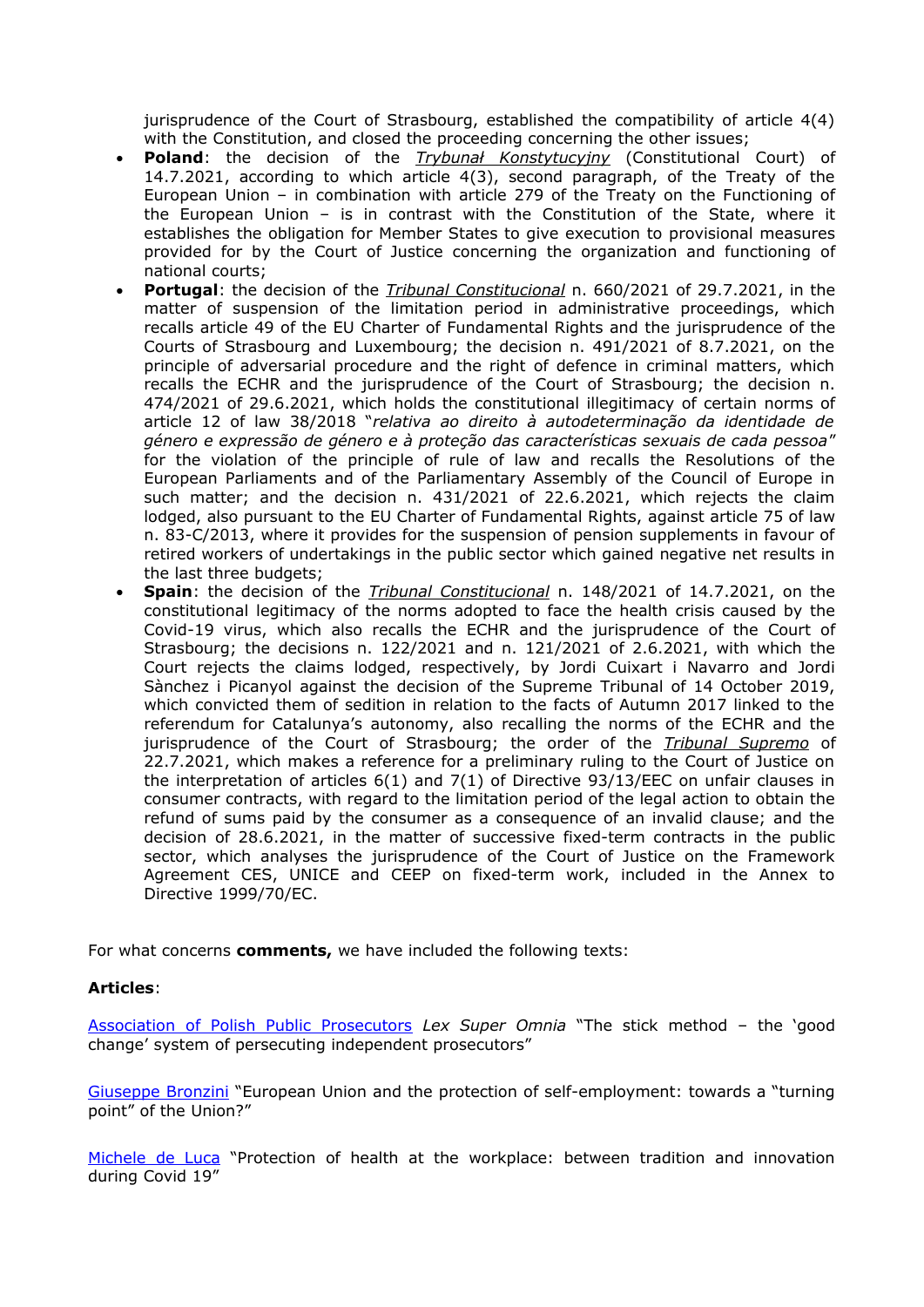jurisprudence of the Court of Strasbourg, established the compatibility of article 4(4) with the Constitution, and closed the proceeding concerning the other issues;

- **Poland**: the decision of the *Trybunał Konstytucyjny* (Constitutional Court) of 14.7.2021, according to which article 4(3), second paragraph, of the Treaty of the European Union – in combination with article 279 of the Treaty on the Functioning of the European Union – is in contrast with the Constitution of the State, where it establishes the obligation for Member States to give execution to provisional measures provided for by the Court of Justice concerning the organization and functioning of national courts;
- **Portugal**: the decision of the *Tribunal Constitucional* n. 660/2021 of 29.7.2021, in the matter of suspension of the limitation period in administrative proceedings, which recalls article 49 of the EU Charter of Fundamental Rights and the jurisprudence of the Courts of Strasbourg and Luxembourg; the decision n. 491/2021 of 8.7.2021, on the principle of adversarial procedure and the right of defence in criminal matters, which recalls the ECHR and the jurisprudence of the Court of Strasbourg; the decision n. 474/2021 of 29.6.2021, which holds the constitutional illegitimacy of certain norms of article 12 of law 38/2018 "*relativa ao direito à autodeterminação da identidade de género e expressão de género e à proteção das características sexuais de cada pessoa*" for the violation of the principle of rule of law and recalls the Resolutions of the European Parliaments and of the Parliamentary Assembly of the Council of Europe in such matter; and the decision n. 431/2021 of 22.6.2021, which rejects the claim lodged, also pursuant to the EU Charter of Fundamental Rights, against article 75 of law n. 83-C/2013, where it provides for the suspension of pension supplements in favour of retired workers of undertakings in the public sector which gained negative net results in the last three budgets;
- **Spain**: the decision of the *Tribunal Constitucional* n. 148/2021 of 14.7.2021, on the constitutional legitimacy of the norms adopted to face the health crisis caused by the Covid-19 virus, which also recalls the ECHR and the jurisprudence of the Court of Strasbourg; the decisions n. 122/2021 and n. 121/2021 of 2.6.2021, with which the Court rejects the claims lodged, respectively, by Jordi Cuixart i Navarro and Jordi Sànchez i Picanyol against the decision of the Supreme Tribunal of 14 October 2019, which convicted them of sedition in relation to the facts of Autumn 2017 linked to the referendum for Catalunya's autonomy, also recalling the norms of the ECHR and the jurisprudence of the Court of Strasbourg; the order of the *Tribunal Supremo* of 22.7.2021, which makes a reference for a preliminary ruling to the Court of Justice on the interpretation of articles 6(1) and 7(1) of Directive 93/13/EEC on unfair clauses in consumer contracts, with regard to the limitation period of the legal action to obtain the refund of sums paid by the consumer as a consequence of an invalid clause; and the decision of 28.6.2021, in the matter of successive fixed-term contracts in the public sector, which analyses the jurisprudence of the Court of Justice on the Framework Agreement CES, UNICE and CEEP on fixed-term work, included in the Annex to Directive 1999/70/EC.

For what concerns **comments,** we have included the following texts:

**Articles**:

Association of Polish Public Prosecutors *Lex Super Omnia* "The stick method – the 'good change' system of persecuting independent prosecutors"

Giuseppe Bronzini "European Union and the protection of self-employment: towards a "turning point" of the Union?"

Michele de Luca "Protection of health at the workplace: between tradition and innovation during Covid 19"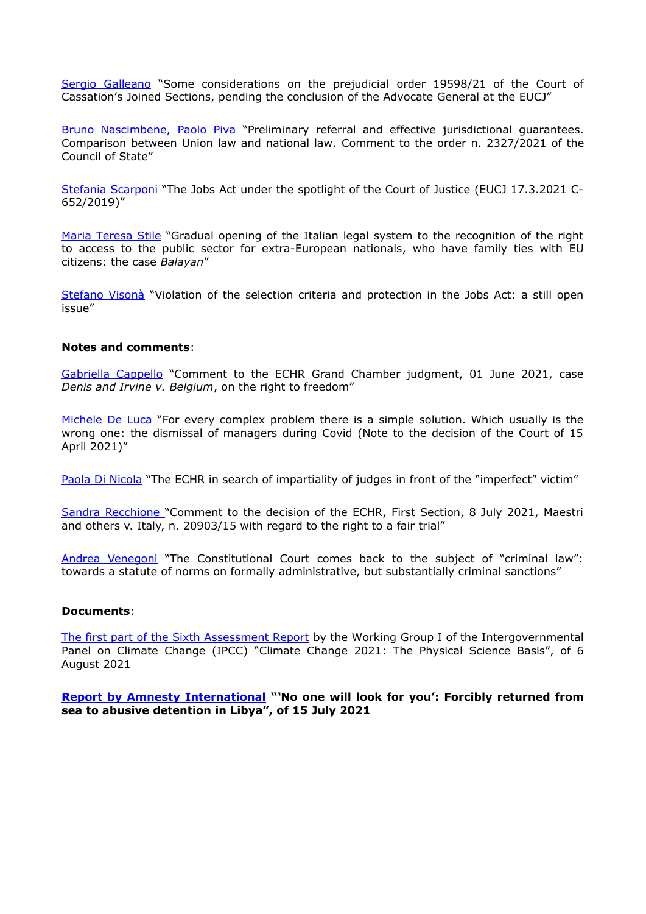Sergio Galleano "Some considerations on the prejudicial order 19598/21 of the Court of Cassation's Joined Sections, pending the conclusion of the Advocate General at the EUCJ"

Bruno Nascimbene, Paolo Piva "Preliminary referral and effective jurisdictional guarantees. Comparison between Union law and national law. Comment to the order n. 2327/2021 of the Council of State"

Stefania Scarponi "The Jobs Act under the spotlight of the Court of Justice (EUCJ 17.3.2021 C-652/2019)"

Maria Teresa Stile "Gradual opening of the Italian legal system to the recognition of the right to access to the public sector for extra-European nationals, who have family ties with EU citizens: the case *Balayan*"

Stefano Visonà "Violation of the selection criteria and protection in the Jobs Act: a still open issue"

**Notes and comments**:

Gabriella Cappello "Comment to the ECHR Grand Chamber judgment, 01 June 2021, case *Denis and Irvine v. Belgium*, on the right to freedom"

Michele De Luca "For every complex problem there is a simple solution. Which usually is the wrong one: the dismissal of managers during Covid (Note to the decision of the Court of 15 April 2021)"

Paola Di Nicola "The ECHR in search of impartiality of judges in front of the "imperfect" victim"

Sandra Recchione "Comment to the decision of the ECHR, First Section, 8 July 2021, Maestri and others v. Italy, n. 20903/15 with regard to the right to a fair trial"

Andrea Venegoni "The Constitutional Court comes back to the subject of "criminal law": towards a statute of norms on formally administrative, but substantially criminal sanctions"

**Documents**:

The first part of the Sixth Assessment Report by the Working Group I of the Intergovernmental Panel on Climate Change (IPCC) "Climate Change 2021: The Physical Science Basis", of 6 August 2021

**Report by Amnesty International "'No one will look for you': Forcibly returned from sea to abusive detention in Libya", of 15 July 2021**